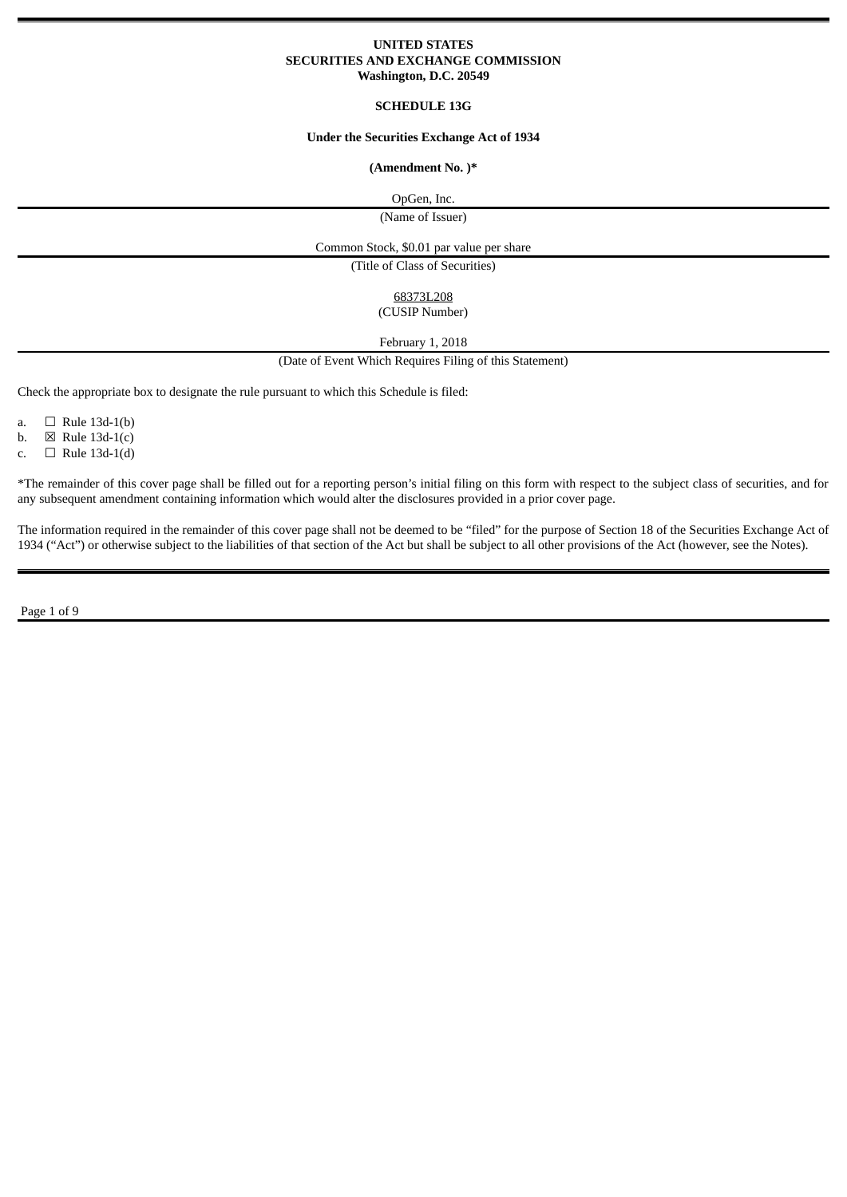**UNITED STATES**
**SECURITIES AND EXCHANGE COMMISSION**
**Washington, D.C. 20549**

**SCHEDULE 13G**

**Under the Securities Exchange Act of 1934**

**(Amendment No. )***

OpGen, Inc.
(Name of Issuer)

Common Stock, $0.01 par value per share
(Title of Class of Securities)

68373L208
(CUSIP Number)

February 1, 2018
(Date of Event Which Requires Filing of this Statement)

Check the appropriate box to designate the rule pursuant to which this Schedule is filed:

a. ☐ Rule 13d-1(b)
b. ☒ Rule 13d-1(c)
c. ☐ Rule 13d-1(d)

*The remainder of this cover page shall be filled out for a reporting person's initial filing on this form with respect to the subject class of securities, and for any subsequent amendment containing information which would alter the disclosures provided in a prior cover page.

The information required in the remainder of this cover page shall not be deemed to be "filed" for the purpose of Section 18 of the Securities Exchange Act of 1934 ("Act") or otherwise subject to the liabilities of that section of the Act but shall be subject to all other provisions of the Act (however, see the Notes).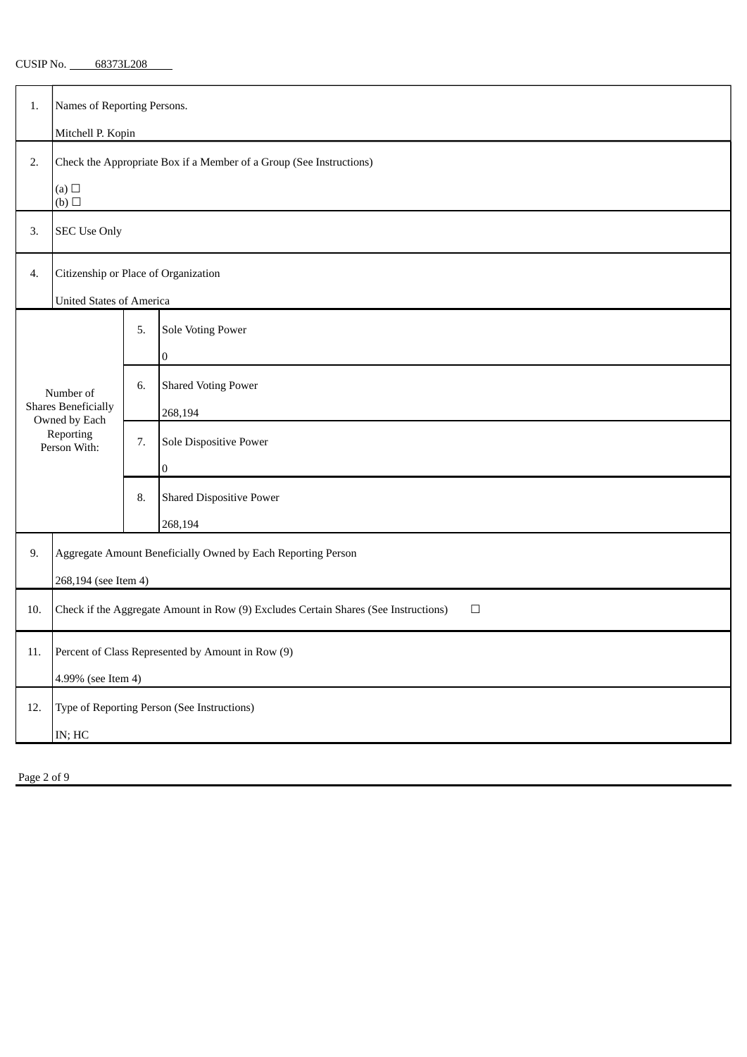CUSIP No. 68373L208

| | | | |
|---|---|---|---|
| 1. | Names of Reporting Persons.<br><br>Mitchell P. Kopin | | |
| 2. | Check the Appropriate Box if a Member of a Group (See Instructions)<br><br>(a) ☐<br>(b) ☐ | | |
| 3. | SEC Use Only | | |
| 4. | Citizenship or Place of Organization<br><br>United States of America | | |
| Number of Shares Beneficially Owned by Each Reporting Person With: | | 5. | Sole Voting Power<br><br>0 |
| | | 6. | Shared Voting Power<br><br>268,194 |
| | | 7. | Sole Dispositive Power<br><br>0 |
| | | 8. | Shared Dispositive Power<br><br>268,194 |
| 9. | Aggregate Amount Beneficially Owned by Each Reporting Person<br><br>268,194 (see Item 4) | | |
| 10. | Check if the Aggregate Amount in Row (9) Excludes Certain Shares (See Instructions) ☐ | | |
| 11. | Percent of Class Represented by Amount in Row (9)<br><br>4.99% (see Item 4) | | |
| 12. | Type of Reporting Person (See Instructions)<br><br>IN; HC | | |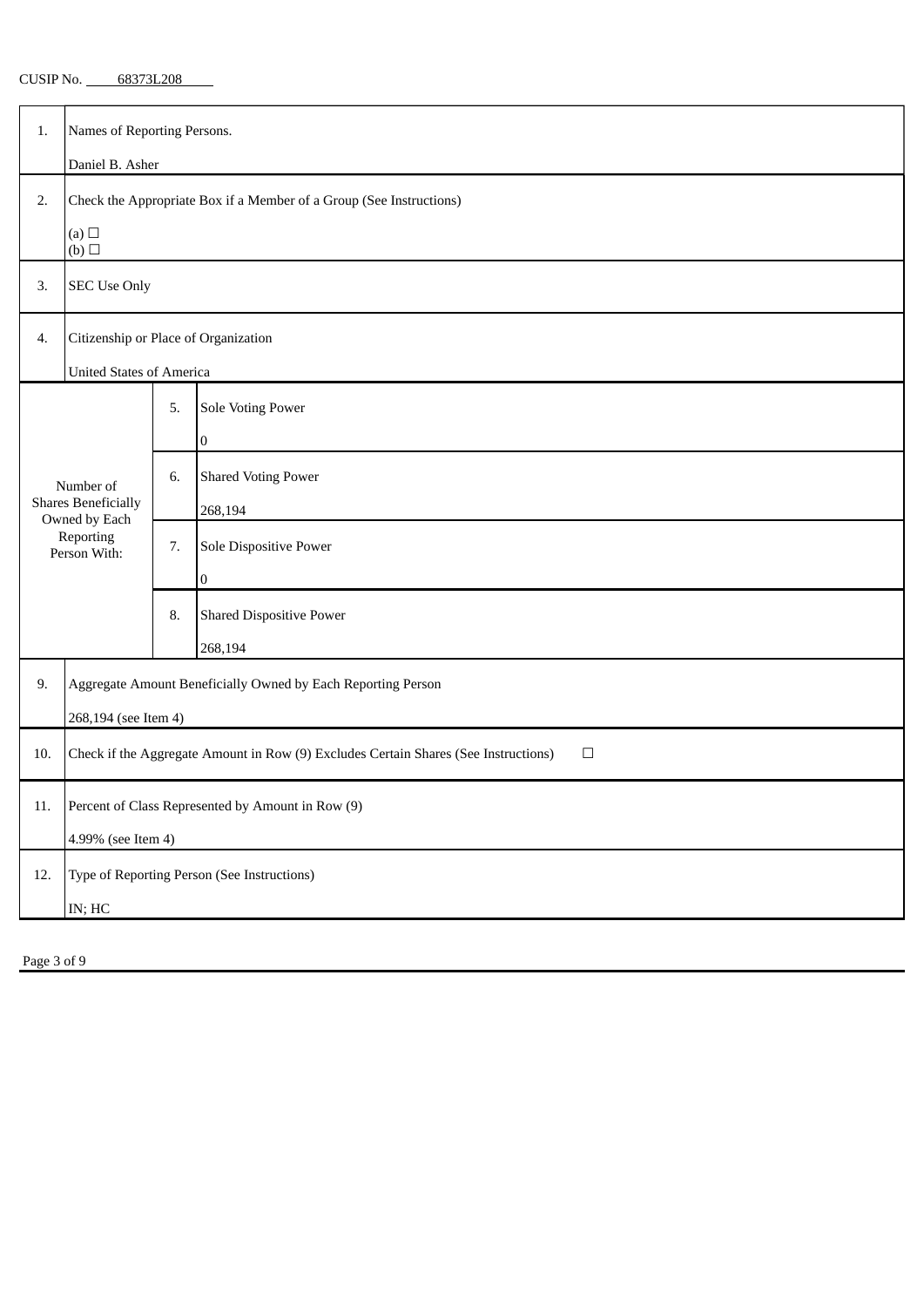CUSIP No. 68373L208

| 1. | Names of Reporting Persons. | |
|---|---|---|
| | Daniel B. Asher | |
| 2. | Check the Appropriate Box if a Member of a Group (See Instructions) | |
| | (a) ☐ (b) ☐ | |
| 3. | SEC Use Only | |
| 4. | Citizenship or Place of Organization | |
| | United States of America | |
| Number of Shares Beneficially Owned by Each Reporting Person With: | 5. | Sole Voting Power 0 |
| | 6. | Shared Voting Power 268,194 |
| | 7. | Sole Dispositive Power 0 |
| | 8. | Shared Dispositive Power 268,194 |
| 9. | Aggregate Amount Beneficially Owned by Each Reporting Person | |
| | 268,194 (see Item 4) | |
| 10. | Check if the Aggregate Amount in Row (9) Excludes Certain Shares (See Instructions) ☐ | |
| 11. | Percent of Class Represented by Amount in Row (9) | |
| | 4.99% (see Item 4) | |
| 12. | Type of Reporting Person (See Instructions) | |
| | IN; HC | |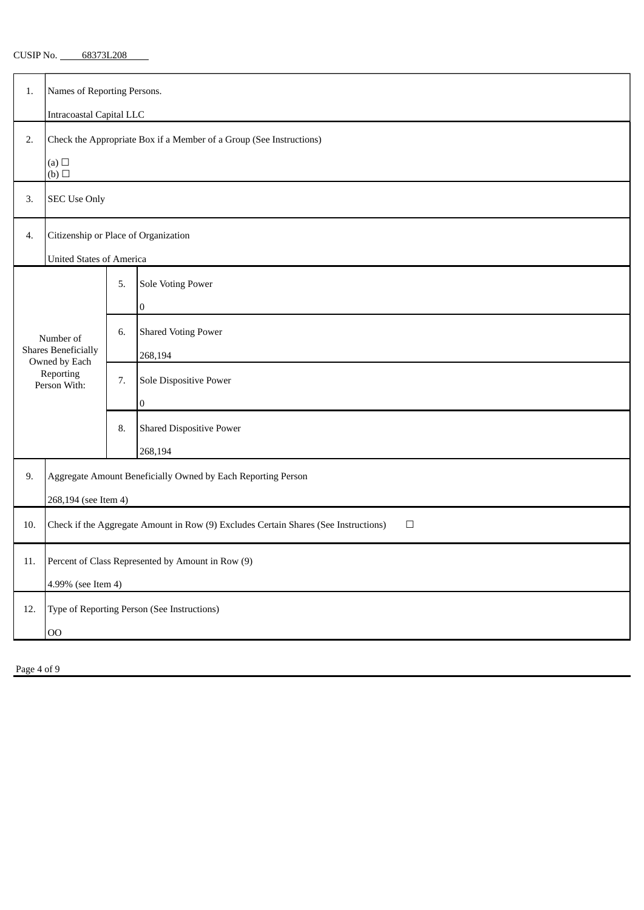CUSIP No. 68373L208

| | | | |
|---|---|---|---|
| 1. | Names of Reporting Persons.<br><br>Intracoastal Capital LLC | | |
| 2. | Check the Appropriate Box if a Member of a Group (See Instructions)<br><br>(a) ☐<br>(b) ☐ | | |
| 3. | SEC Use Only | | |
| 4. | Citizenship or Place of Organization<br><br>United States of America | | |
| Number of Shares Beneficially Owned by Each Reporting Person With: | 5. | Sole Voting Power<br><br>0 | |
| | 6. | Shared Voting Power<br><br>268,194 | |
| | 7. | Sole Dispositive Power<br><br>0 | |
| | 8. | Shared Dispositive Power<br><br>268,194 | |
| 9. | Aggregate Amount Beneficially Owned by Each Reporting Person<br><br>268,194 (see Item 4) | | |
| 10. | Check if the Aggregate Amount in Row (9) Excludes Certain Shares (See Instructions) ☐ | | |
| 11. | Percent of Class Represented by Amount in Row (9)<br><br>4.99% (see Item 4) | | |
| 12. | Type of Reporting Person (See Instructions)<br><br>OO | | |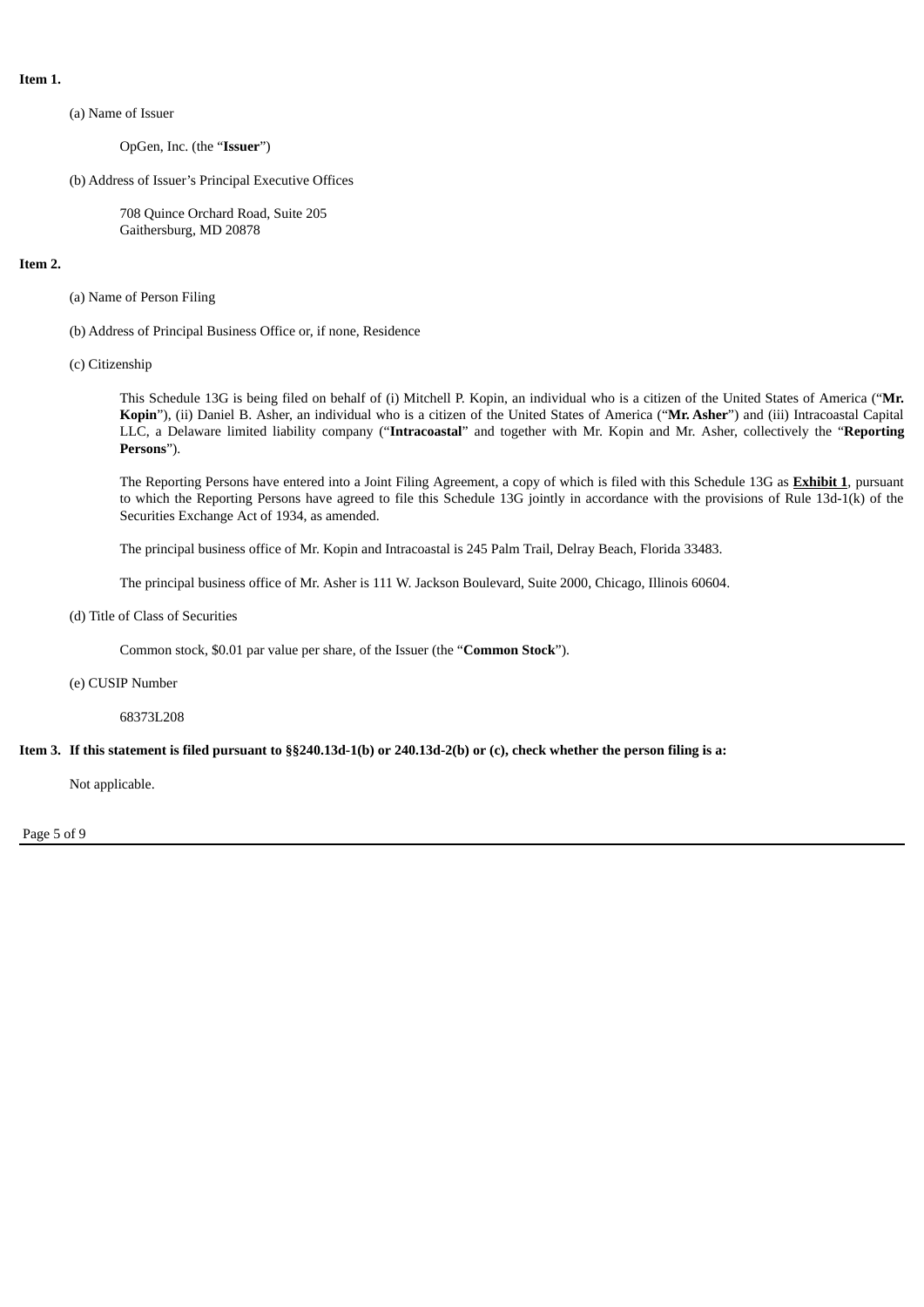**Item 1.**

(a) Name of Issuer

OpGen, Inc. (the "**Issuer**")

(b) Address of Issuer's Principal Executive Offices

708 Quince Orchard Road, Suite 205
Gaithersburg, MD 20878

**Item 2.**

(a) Name of Person Filing

(b) Address of Principal Business Office or, if none, Residence

(c) Citizenship

This Schedule 13G is being filed on behalf of (i) Mitchell P. Kopin, an individual who is a citizen of the United States of America ("**Mr. Kopin**"), (ii) Daniel B. Asher, an individual who is a citizen of the United States of America ("**Mr. Asher**") and (iii) Intracoastal Capital LLC, a Delaware limited liability company ("**Intracoastal**" and together with Mr. Kopin and Mr. Asher, collectively the "**Reporting Persons**").

The Reporting Persons have entered into a Joint Filing Agreement, a copy of which is filed with this Schedule 13G as **Exhibit 1**, pursuant to which the Reporting Persons have agreed to file this Schedule 13G jointly in accordance with the provisions of Rule 13d-1(k) of the Securities Exchange Act of 1934, as amended.

The principal business office of Mr. Kopin and Intracoastal is 245 Palm Trail, Delray Beach, Florida 33483.

The principal business office of Mr. Asher is 111 W. Jackson Boulevard, Suite 2000, Chicago, Illinois 60604.

(d) Title of Class of Securities

Common stock, $0.01 par value per share, of the Issuer (the "**Common Stock**").

(e) CUSIP Number

68373L208

**Item 3. If this statement is filed pursuant to §§240.13d-1(b) or 240.13d-2(b) or (c), check whether the person filing is a:**

Not applicable.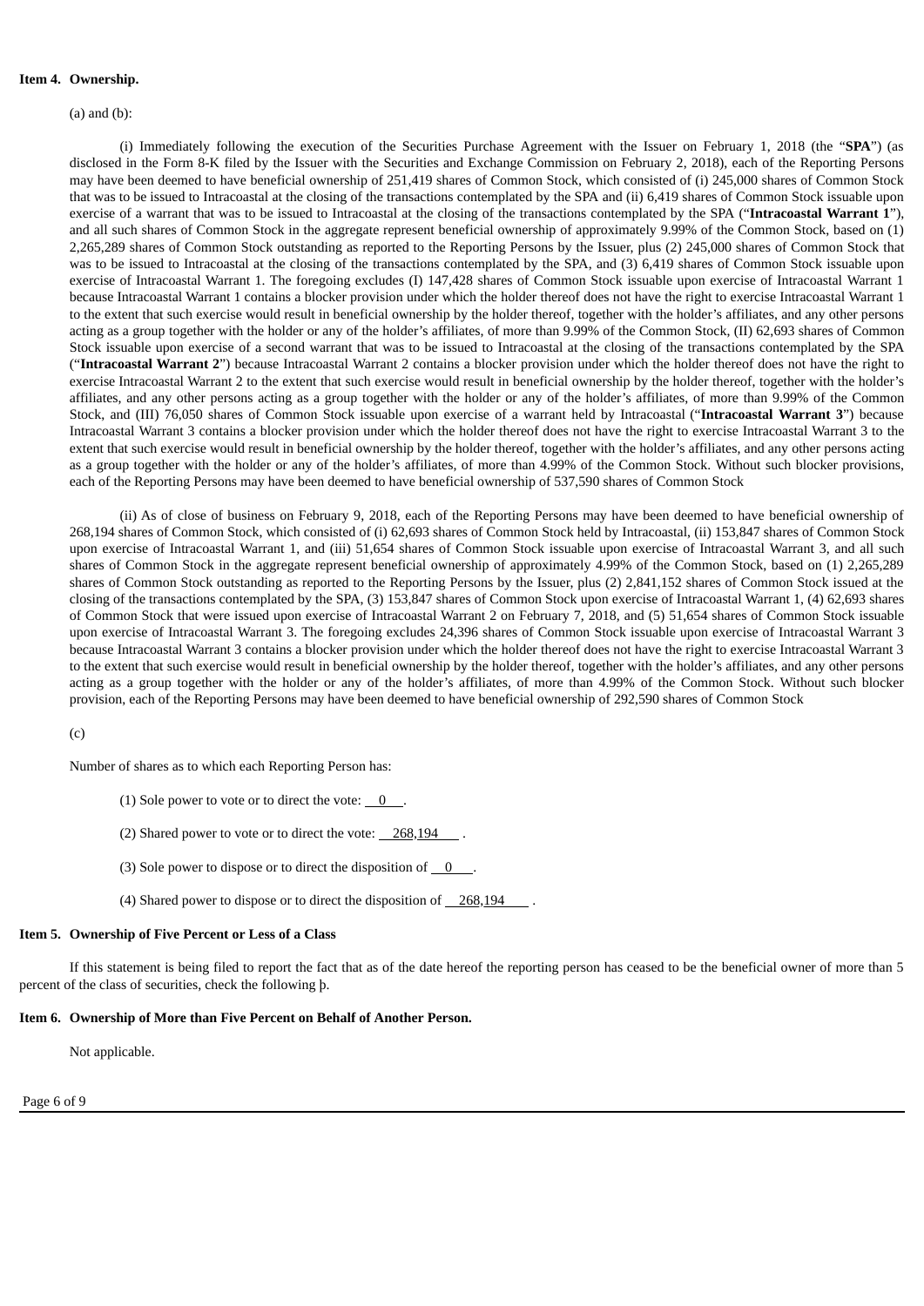**Item 4. Ownership.**

(a) and (b):

(i) Immediately following the execution of the Securities Purchase Agreement with the Issuer on February 1, 2018 (the "**SPA**") (as disclosed in the Form 8-K filed by the Issuer with the Securities and Exchange Commission on February 2, 2018), each of the Reporting Persons may have been deemed to have beneficial ownership of 251,419 shares of Common Stock, which consisted of (i) 245,000 shares of Common Stock that was to be issued to Intracoastal at the closing of the transactions contemplated by the SPA and (ii) 6,419 shares of Common Stock issuable upon exercise of a warrant that was to be issued to Intracoastal at the closing of the transactions contemplated by the SPA ("**Intracoastal Warrant 1**"), and all such shares of Common Stock in the aggregate represent beneficial ownership of approximately 9.99% of the Common Stock, based on (1) 2,265,289 shares of Common Stock outstanding as reported to the Reporting Persons by the Issuer, plus (2) 245,000 shares of Common Stock that was to be issued to Intracoastal at the closing of the transactions contemplated by the SPA, and (3) 6,419 shares of Common Stock issuable upon exercise of Intracoastal Warrant 1. The foregoing excludes (I) 147,428 shares of Common Stock issuable upon exercise of Intracoastal Warrant 1 because Intracoastal Warrant 1 contains a blocker provision under which the holder thereof does not have the right to exercise Intracoastal Warrant 1 to the extent that such exercise would result in beneficial ownership by the holder thereof, together with the holder's affiliates, and any other persons acting as a group together with the holder or any of the holder's affiliates, of more than 9.99% of the Common Stock, (II) 62,693 shares of Common Stock issuable upon exercise of a second warrant that was to be issued to Intracoastal at the closing of the transactions contemplated by the SPA ("**Intracoastal Warrant 2**") because Intracoastal Warrant 2 contains a blocker provision under which the holder thereof does not have the right to exercise Intracoastal Warrant 2 to the extent that such exercise would result in beneficial ownership by the holder thereof, together with the holder's affiliates, and any other persons acting as a group together with the holder or any of the holder's affiliates, of more than 9.99% of the Common Stock, and (III) 76,050 shares of Common Stock issuable upon exercise of a warrant held by Intracoastal ("**Intracoastal Warrant 3**") because Intracoastal Warrant 3 contains a blocker provision under which the holder thereof does not have the right to exercise Intracoastal Warrant 3 to the extent that such exercise would result in beneficial ownership by the holder thereof, together with the holder's affiliates, and any other persons acting as a group together with the holder or any of the holder's affiliates, of more than 4.99% of the Common Stock. Without such blocker provisions, each of the Reporting Persons may have been deemed to have beneficial ownership of 537,590 shares of Common Stock

(ii) As of close of business on February 9, 2018, each of the Reporting Persons may have been deemed to have beneficial ownership of 268,194 shares of Common Stock, which consisted of (i) 62,693 shares of Common Stock held by Intracoastal, (ii) 153,847 shares of Common Stock upon exercise of Intracoastal Warrant 1, and (iii) 51,654 shares of Common Stock issuable upon exercise of Intracoastal Warrant 3, and all such shares of Common Stock in the aggregate represent beneficial ownership of approximately 4.99% of the Common Stock, based on (1) 2,265,289 shares of Common Stock outstanding as reported to the Reporting Persons by the Issuer, plus (2) 2,841,152 shares of Common Stock issued at the closing of the transactions contemplated by the SPA, (3) 153,847 shares of Common Stock upon exercise of Intracoastal Warrant 1, (4) 62,693 shares of Common Stock that were issued upon exercise of Intracoastal Warrant 2 on February 7, 2018, and (5) 51,654 shares of Common Stock issuable upon exercise of Intracoastal Warrant 3. The foregoing excludes 24,396 shares of Common Stock issuable upon exercise of Intracoastal Warrant 3 because Intracoastal Warrant 3 contains a blocker provision under which the holder thereof does not have the right to exercise Intracoastal Warrant 3 to the extent that such exercise would result in beneficial ownership by the holder thereof, together with the holder's affiliates, and any other persons acting as a group together with the holder or any of the holder's affiliates, of more than 4.99% of the Common Stock. Without such blocker provision, each of the Reporting Persons may have been deemed to have beneficial ownership of 292,590 shares of Common Stock

(c)

Number of shares as to which each Reporting Person has:

(1) Sole power to vote or to direct the vote: 0 .

(2) Shared power to vote or to direct the vote: 268,194 .

(3) Sole power to dispose or to direct the disposition of 0 .

(4) Shared power to dispose or to direct the disposition of 268,194 .

**Item 5. Ownership of Five Percent or Less of a Class**

If this statement is being filed to report the fact that as of the date hereof the reporting person has ceased to be the beneficial owner of more than 5 percent of the class of securities, check the following þ.

**Item 6. Ownership of More than Five Percent on Behalf of Another Person.**

Not applicable.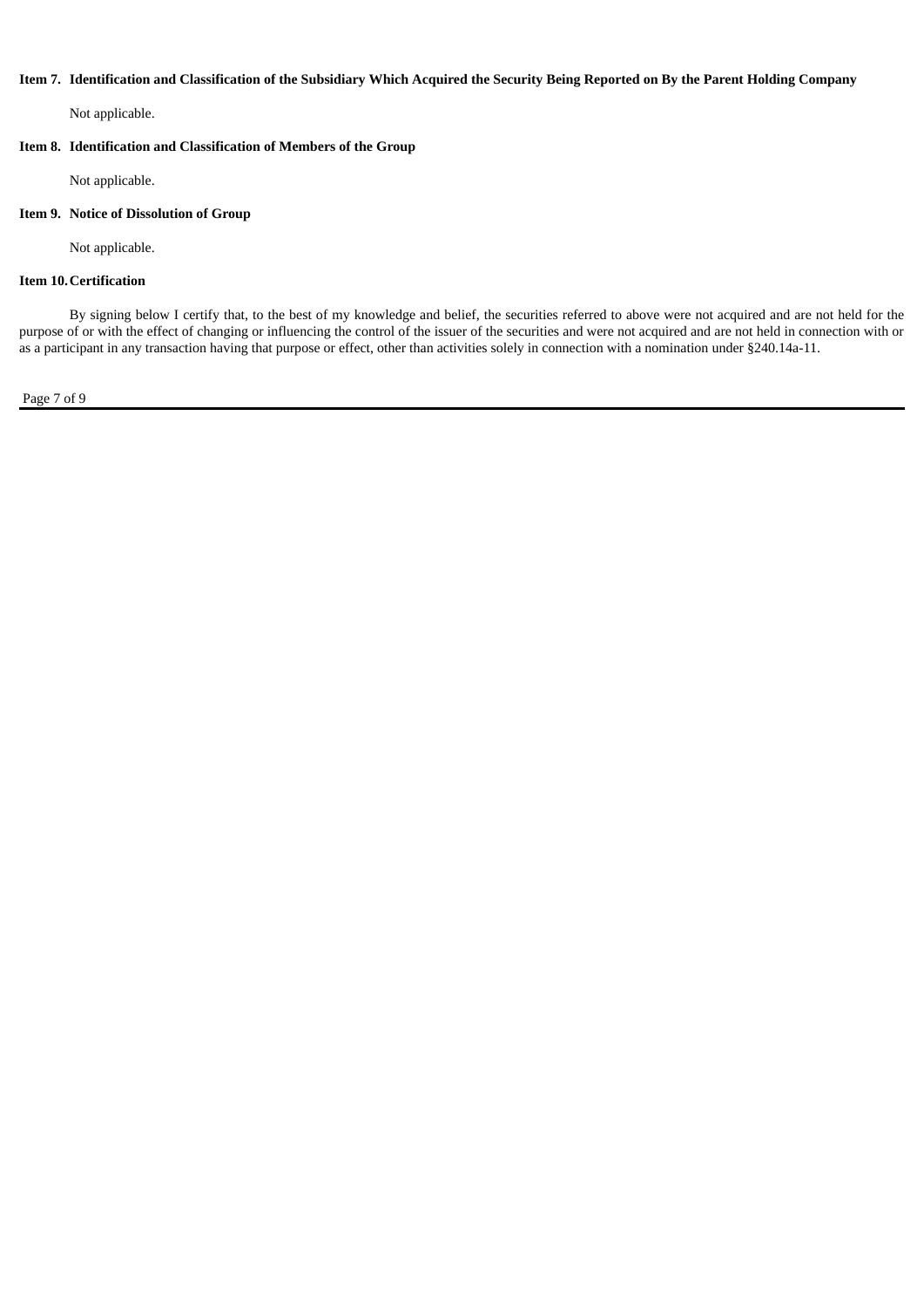**Item 7. Identification and Classification of the Subsidiary Which Acquired the Security Being Reported on By the Parent Holding Company**

Not applicable.

**Item 8. Identification and Classification of Members of the Group**

Not applicable.

**Item 9. Notice of Dissolution of Group**

Not applicable.

**Item 10. Certification**

By signing below I certify that, to the best of my knowledge and belief, the securities referred to above were not acquired and are not held for the purpose of or with the effect of changing or influencing the control of the issuer of the securities and were not acquired and are not held in connection with or as a participant in any transaction having that purpose or effect, other than activities solely in connection with a nomination under §240.14a-11.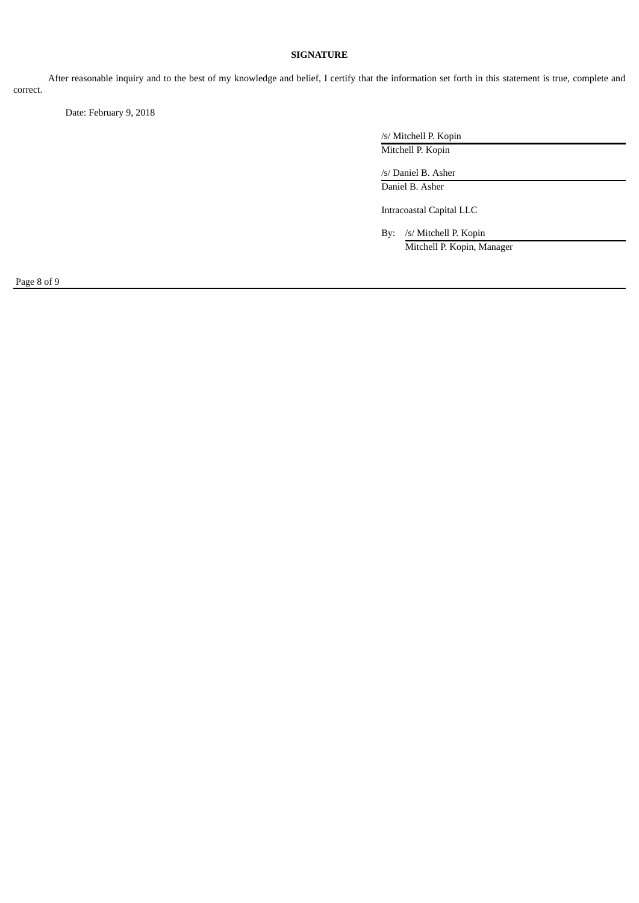**SIGNATURE**

After reasonable inquiry and to the best of my knowledge and belief, I certify that the information set forth in this statement is true, complete and correct.

Date: February 9, 2018

/s/ Mitchell P. Kopin
Mitchell P. Kopin

/s/ Daniel B. Asher
Daniel B. Asher

Intracoastal Capital LLC

By: /s/ Mitchell P. Kopin
Mitchell P. Kopin, Manager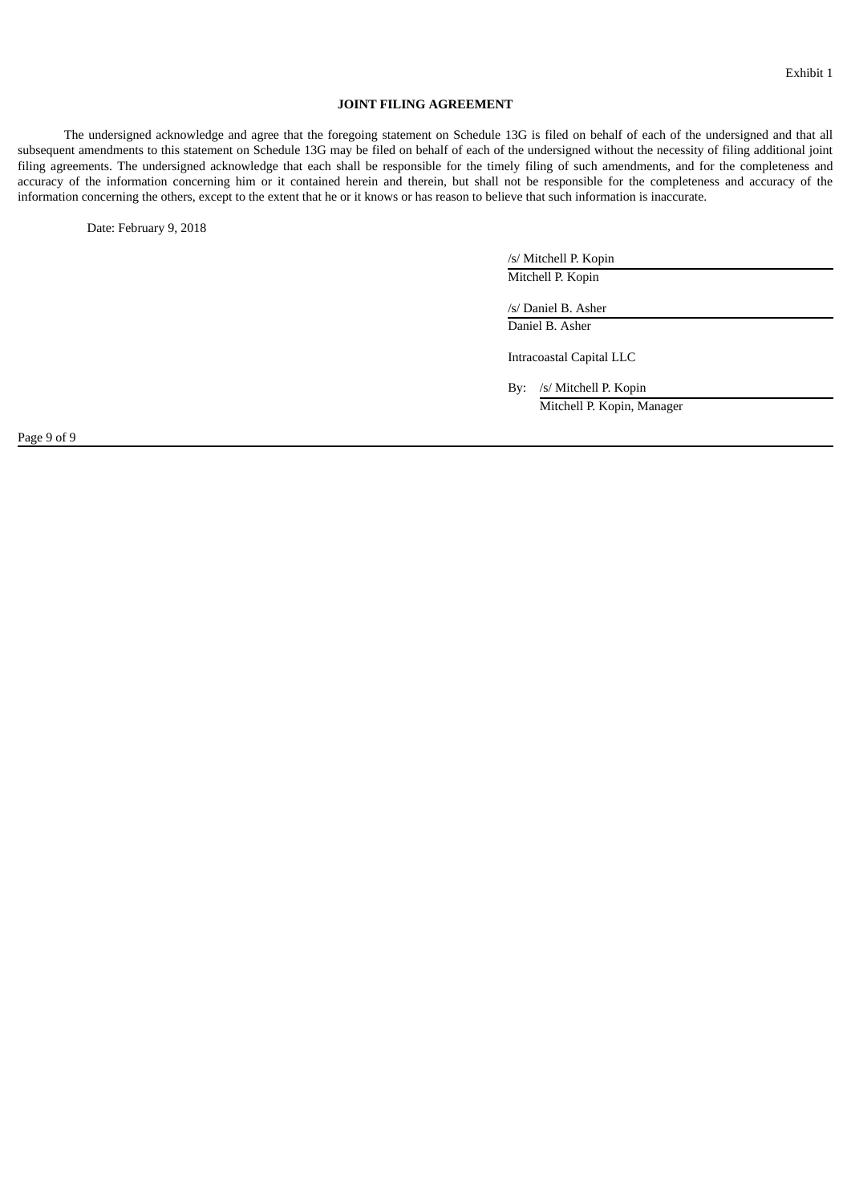Exhibit 1

**JOINT FILING AGREEMENT**

The undersigned acknowledge and agree that the foregoing statement on Schedule 13G is filed on behalf of each of the undersigned and that all subsequent amendments to this statement on Schedule 13G may be filed on behalf of each of the undersigned without the necessity of filing additional joint filing agreements. The undersigned acknowledge that each shall be responsible for the timely filing of such amendments, and for the completeness and accuracy of the information concerning him or it contained herein and therein, but shall not be responsible for the completeness and accuracy of the information concerning the others, except to the extent that he or it knows or has reason to believe that such information is inaccurate.

Date: February 9, 2018

/s/ Mitchell P. Kopin
Mitchell P. Kopin

/s/ Daniel B. Asher
Daniel B. Asher

Intracoastal Capital LLC

By: /s/ Mitchell P. Kopin
Mitchell P. Kopin, Manager